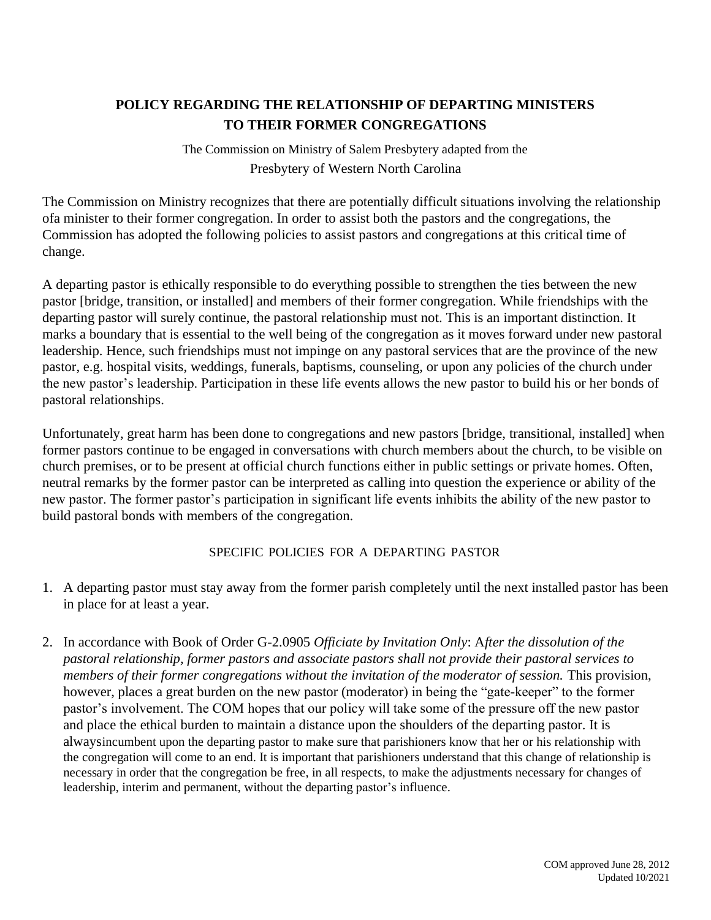# POLICY REGARDING THE RELATIONSHIP OF DEPARTING MINISTERS TO THEIR FORMER CONGREGATIONS

The Commission on Ministry of Salem Presbytery adapted from the
Presbytery of Western North Carolina

The Commission on Ministry recognizes that there are potentially difficult situations involving the relationship ofa minister to their former congregation. In order to assist both the pastors and the congregations, the Commission has adopted the following policies to assist pastors and congregations at this critical time of change.

A departing pastor is ethically responsible to do everything possible to strengthen the ties between the new pastor [bridge, transition, or installed] and members of their former congregation. While friendships with the departing pastor will surely continue, the pastoral relationship must not. This is an important distinction. It marks a boundary that is essential to the well being of the congregation as it moves forward under new pastoral leadership. Hence, such friendships must not impinge on any pastoral services that are the province of the new pastor, e.g. hospital visits, weddings, funerals, baptisms, counseling, or upon any policies of the church under the new pastor's leadership. Participation in these life events allows the new pastor to build his or her bonds of pastoral relationships.

Unfortunately, great harm has been done to congregations and new pastors [bridge, transitional, installed] when former pastors continue to be engaged in conversations with church members about the church, to be visible on church premises, or to be present at official church functions either in public settings or private homes. Often, neutral remarks by the former pastor can be interpreted as calling into question the experience or ability of the new pastor. The former pastor's participation in significant life events inhibits the ability of the new pastor to build pastoral bonds with members of the congregation.

## SPECIFIC POLICIES FOR A DEPARTING PASTOR

1. A departing pastor must stay away from the former parish completely until the next installed pastor has been in place for at least a year.

2. In accordance with Book of Order G-2.0905 *Officiate by Invitation Only*: A*fter the dissolution of the pastoral relationship, former pastors and associate pastors shall not provide their pastoral services to members of their former congregations without the invitation of the moderator of session.* This provision, however, places a great burden on the new pastor (moderator) in being the "gate-keeper" to the former pastor's involvement. The COM hopes that our policy will take some of the pressure off the new pastor and place the ethical burden to maintain a distance upon the shoulders of the departing pastor. It is alwaysincumbent upon the departing pastor to make sure that parishioners know that her or his relationship with the congregation will come to an end. It is important that parishioners understand that this change of relationship is necessary in order that the congregation be free, in all respects, to make the adjustments necessary for changes of leadership, interim and permanent, without the departing pastor's influence.

COM approved June 28, 2012
Updated 10/2021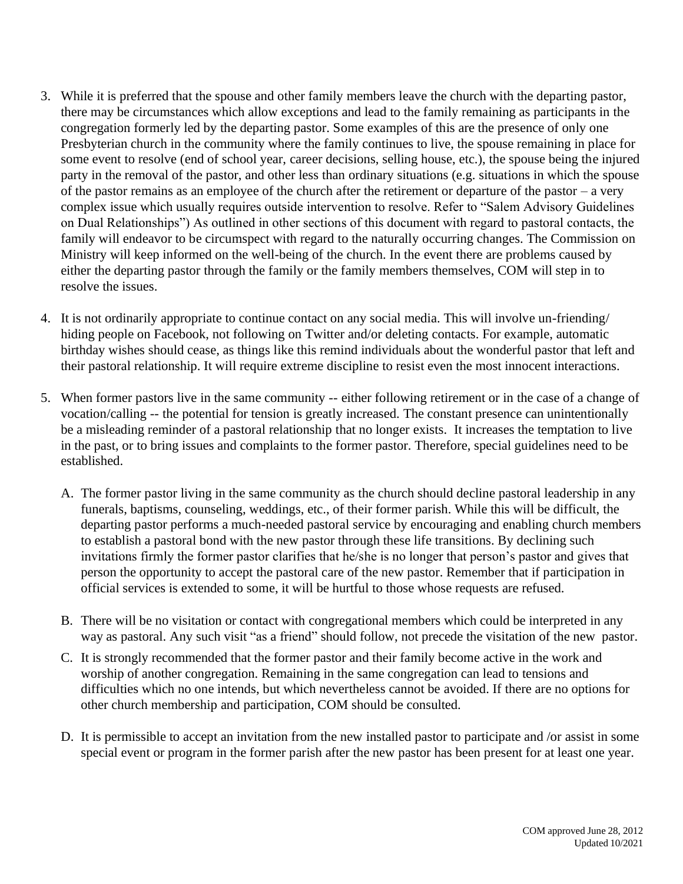3. While it is preferred that the spouse and other family members leave the church with the departing pastor, there may be circumstances which allow exceptions and lead to the family remaining as participants in the congregation formerly led by the departing pastor. Some examples of this are the presence of only one Presbyterian church in the community where the family continues to live, the spouse remaining in place for some event to resolve (end of school year, career decisions, selling house, etc.), the spouse being the injured party in the removal of the pastor, and other less than ordinary situations (e.g. situations in which the spouse of the pastor remains as an employee of the church after the retirement or departure of the pastor – a very complex issue which usually requires outside intervention to resolve. Refer to "Salem Advisory Guidelines on Dual Relationships") As outlined in other sections of this document with regard to pastoral contacts, the family will endeavor to be circumspect with regard to the naturally occurring changes. The Commission on Ministry will keep informed on the well-being of the church. In the event there are problems caused by either the departing pastor through the family or the family members themselves, COM will step in to resolve the issues.

4. It is not ordinarily appropriate to continue contact on any social media. This will involve un-friending/ hiding people on Facebook, not following on Twitter and/or deleting contacts. For example, automatic birthday wishes should cease, as things like this remind individuals about the wonderful pastor that left and their pastoral relationship. It will require extreme discipline to resist even the most innocent interactions.

5. When former pastors live in the same community -- either following retirement or in the case of a change of vocation/calling -- the potential for tension is greatly increased. The constant presence can unintentionally be a misleading reminder of a pastoral relationship that no longer exists. It increases the temptation to live in the past, or to bring issues and complaints to the former pastor. Therefore, special guidelines need to be established.

   A. The former pastor living in the same community as the church should decline pastoral leadership in any funerals, baptisms, counseling, weddings, etc., of their former parish. While this will be difficult, the departing pastor performs a much-needed pastoral service by encouraging and enabling church members to establish a pastoral bond with the new pastor through these life transitions. By declining such invitations firmly the former pastor clarifies that he/she is no longer that person's pastor and gives that person the opportunity to accept the pastoral care of the new pastor. Remember that if participation in official services is extended to some, it will be hurtful to those whose requests are refused.

   B. There will be no visitation or contact with congregational members which could be interpreted in any way as pastoral. Any such visit "as a friend" should follow, not precede the visitation of the new pastor.

   C. It is strongly recommended that the former pastor and their family become active in the work and worship of another congregation. Remaining in the same congregation can lead to tensions and difficulties which no one intends, but which nevertheless cannot be avoided. If there are no options for other church membership and participation, COM should be consulted.

   D. It is permissible to accept an invitation from the new installed pastor to participate and /or assist in some special event or program in the former parish after the new pastor has been present for at least one year.

COM approved June 28, 2012
Updated 10/2021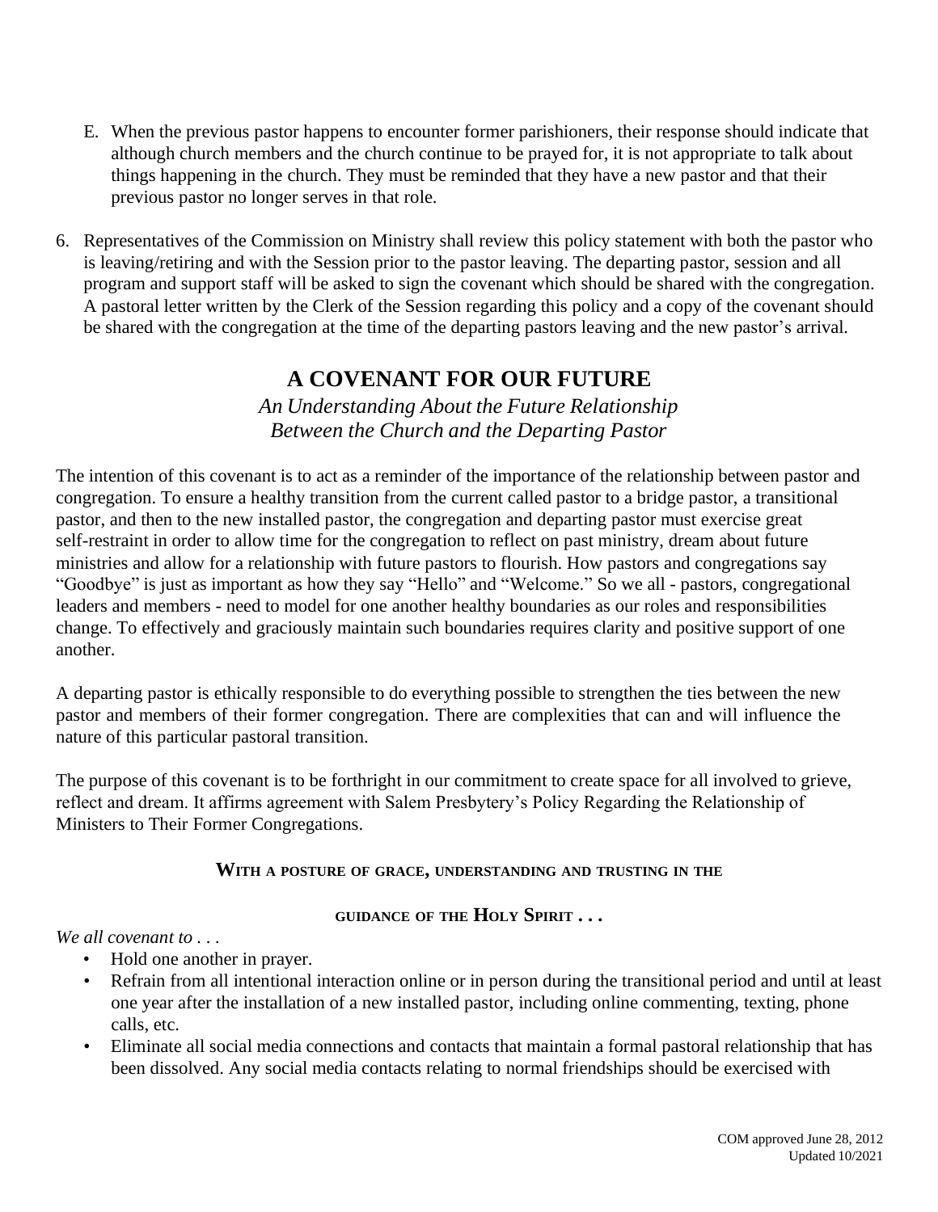E. When the previous pastor happens to encounter former parishioners, their response should indicate that although church members and the church continue to be prayed for, it is not appropriate to talk about things happening in the church. They must be reminded that they have a new pastor and that their previous pastor no longer serves in that role.

6. Representatives of the Commission on Ministry shall review this policy statement with both the pastor who is leaving/retiring and with the Session prior to the pastor leaving. The departing pastor, session and all program and support staff will be asked to sign the covenant which should be shared with the congregation. A pastoral letter written by the Clerk of the Session regarding this policy and a copy of the covenant should be shared with the congregation at the time of the departing pastors leaving and the new pastor's arrival.

## A COVENANT FOR OUR FUTURE

*An Understanding About the Future Relationship Between the Church and the Departing Pastor*

The intention of this covenant is to act as a reminder of the importance of the relationship between pastor and congregation. To ensure a healthy transition from the current called pastor to a bridge pastor, a transitional pastor, and then to the new installed pastor, the congregation and departing pastor must exercise great self-restraint in order to allow time for the congregation to reflect on past ministry, dream about future ministries and allow for a relationship with future pastors to flourish. How pastors and congregations say "Goodbye" is just as important as how they say "Hello" and "Welcome." So we all - pastors, congregational leaders and members - need to model for one another healthy boundaries as our roles and responsibilities change. To effectively and graciously maintain such boundaries requires clarity and positive support of one another.

A departing pastor is ethically responsible to do everything possible to strengthen the ties between the new pastor and members of their former congregation. There are complexities that can and will influence the nature of this particular pastoral transition.

The purpose of this covenant is to be forthright in our commitment to create space for all involved to grieve, reflect and dream. It affirms agreement with Salem Presbytery's Policy Regarding the Relationship of Ministers to Their Former Congregations.

**WITH A POSTURE OF GRACE, UNDERSTANDING AND TRUSTING IN THE GUIDANCE OF THE HOLY SPIRIT . . .**

*We all covenant to . . .*

- Hold one another in prayer.
- Refrain from all intentional interaction online or in person during the transitional period and until at least one year after the installation of a new installed pastor, including online commenting, texting, phone calls, etc.
- Eliminate all social media connections and contacts that maintain a formal pastoral relationship that has been dissolved. Any social media contacts relating to normal friendships should be exercised with

COM approved June 28, 2012
Updated 10/2021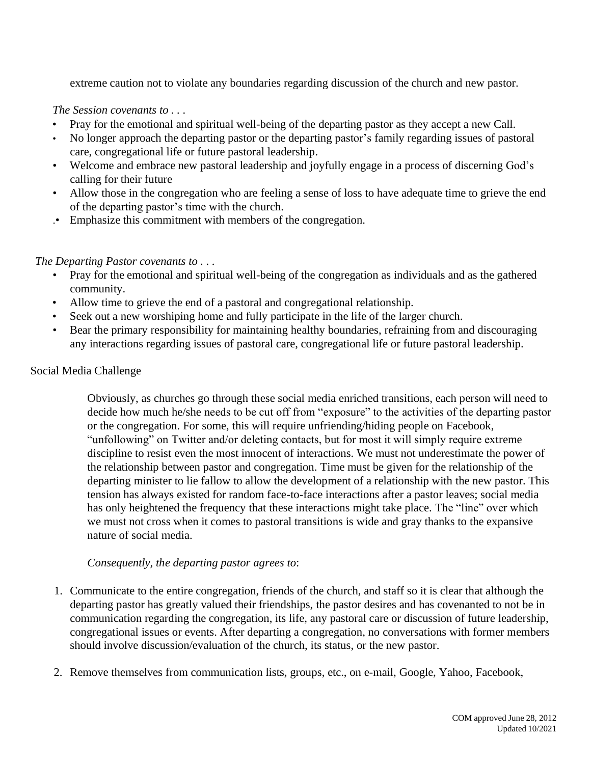extreme caution not to violate any boundaries regarding discussion of the church and new pastor.

*The Session covenants to . . .*

- Pray for the emotional and spiritual well-being of the departing pastor as they accept a new Call.
- No longer approach the departing pastor or the departing pastor's family regarding issues of pastoral care, congregational life or future pastoral leadership.
- Welcome and embrace new pastoral leadership and joyfully engage in a process of discerning God's calling for their future
- Allow those in the congregation who are feeling a sense of loss to have adequate time to grieve the end of the departing pastor's time with the church.
- Emphasize this commitment with members of the congregation.

*The Departing Pastor covenants to . . .*

- Pray for the emotional and spiritual well-being of the congregation as individuals and as the gathered community.
- Allow time to grieve the end of a pastoral and congregational relationship.
- Seek out a new worshiping home and fully participate in the life of the larger church.
- Bear the primary responsibility for maintaining healthy boundaries, refraining from and discouraging any interactions regarding issues of pastoral care, congregational life or future pastoral leadership.

Social Media Challenge

Obviously, as churches go through these social media enriched transitions, each person will need to decide how much he/she needs to be cut off from "exposure" to the activities of the departing pastor or the congregation. For some, this will require unfriending/hiding people on Facebook, "unfollowing" on Twitter and/or deleting contacts, but for most it will simply require extreme discipline to resist even the most innocent of interactions. We must not underestimate the power of the relationship between pastor and congregation. Time must be given for the relationship of the departing minister to lie fallow to allow the development of a relationship with the new pastor. This tension has always existed for random face-to-face interactions after a pastor leaves; social media has only heightened the frequency that these interactions might take place. The "line" over which we must not cross when it comes to pastoral transitions is wide and gray thanks to the expansive nature of social media.

*Consequently, the departing pastor agrees to*:

1. Communicate to the entire congregation, friends of the church, and staff so it is clear that although the departing pastor has greatly valued their friendships, the pastor desires and has covenanted to not be in communication regarding the congregation, its life, any pastoral care or discussion of future leadership, congregational issues or events. After departing a congregation, no conversations with former members should involve discussion/evaluation of the church, its status, or the new pastor.
2. Remove themselves from communication lists, groups, etc., on e-mail, Google, Yahoo, Facebook,

COM approved June 28, 2012
Updated 10/2021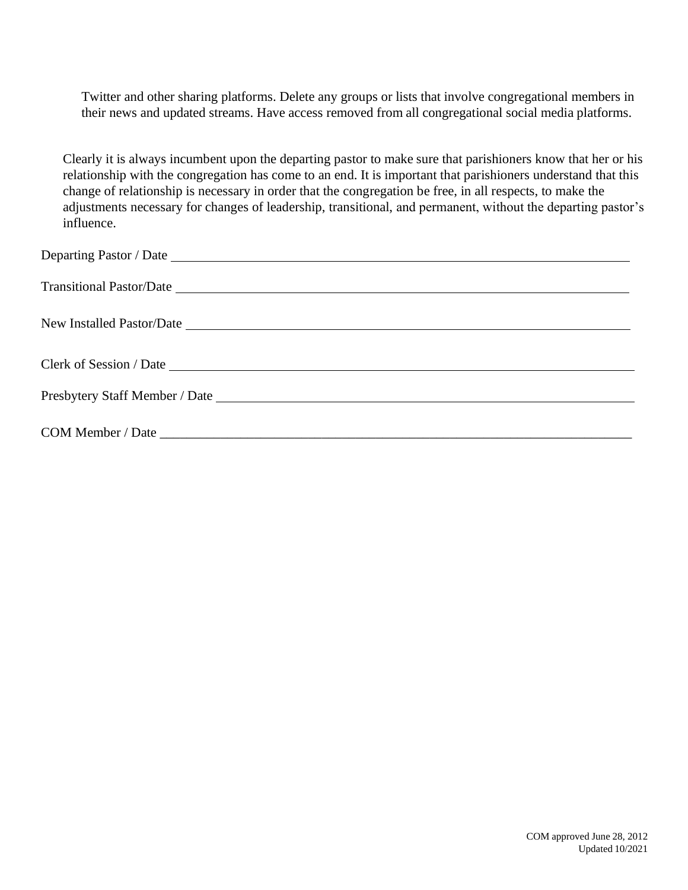Twitter and other sharing platforms. Delete any groups or lists that involve congregational members in their news and updated streams. Have access removed from all congregational social media platforms.

Clearly it is always incumbent upon the departing pastor to make sure that parishioners know that her or his relationship with the congregation has come to an end. It is important that parishioners understand that this change of relationship is necessary in order that the congregation be free, in all respects, to make the adjustments necessary for changes of leadership, transitional, and permanent, without the departing pastor's influence.

Departing Pastor / Date ______________________________________________________________

Transitional Pastor/Date ______________________________________________________________

New Installed Pastor/Date ______________________________________________________________

Clerk of Session / Date ______________________________________________________________

Presbytery Staff Member / Date ______________________________________________________________

COM Member / Date ______________________________________________________________

COM approved June 28, 2012
Updated 10/2021